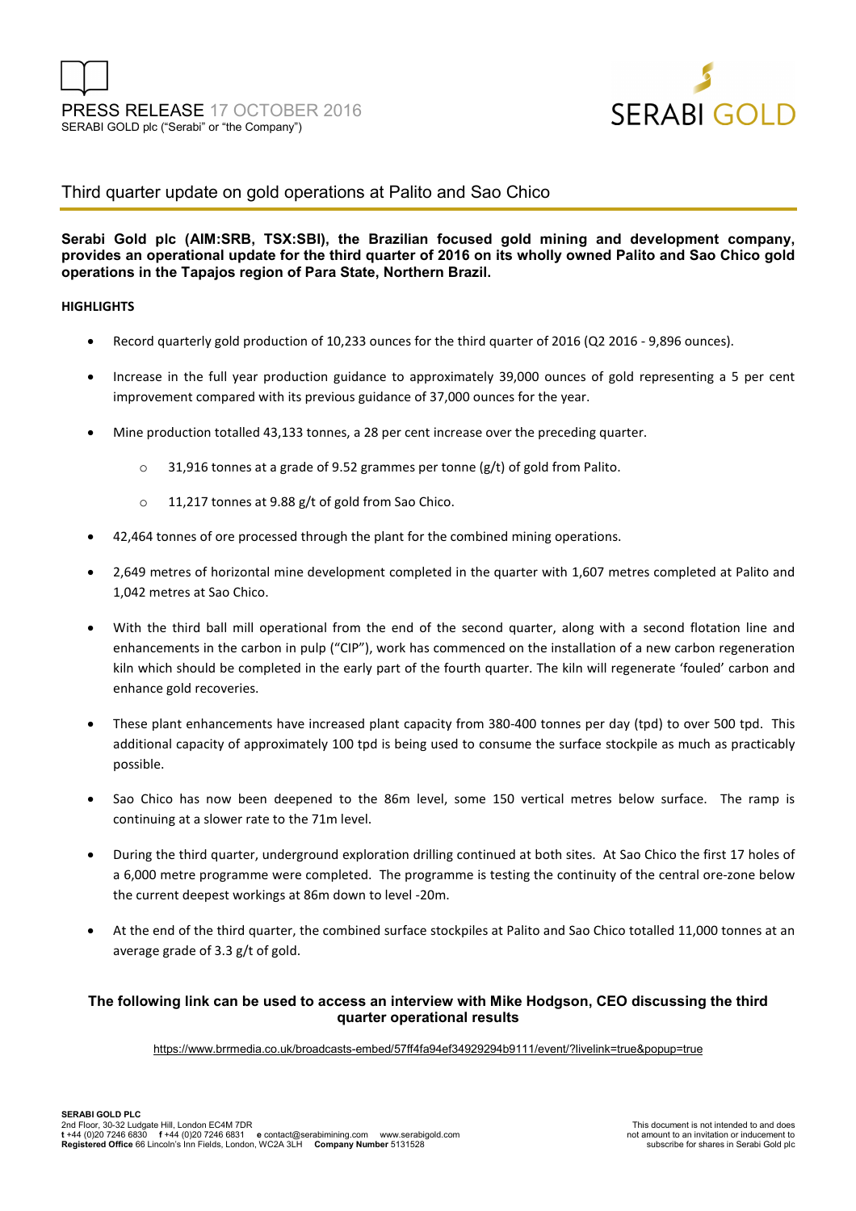PRESS RELEASE 17 OCTOBER 2016
SERABI GOLD plc ("Serabi" or "the Company")

SERABI GOLD

# Third quarter update on gold operations at Palito and Sao Chico

**Serabi Gold plc (AIM:SRB, TSX:SBI), the Brazilian focused gold mining and development company, provides an operational update for the third quarter of 2016 on its wholly owned Palito and Sao Chico gold operations in the Tapajos region of Para State, Northern Brazil.**

## HIGHLIGHTS

- Record quarterly gold production of 10,233 ounces for the third quarter of 2016 (Q2 2016 - 9,896 ounces).
- Increase in the full year production guidance to approximately 39,000 ounces of gold representing a 5 per cent improvement compared with its previous guidance of 37,000 ounces for the year.
- Mine production totalled 43,133 tonnes, a 28 per cent increase over the preceding quarter.
    - 31,916 tonnes at a grade of 9.52 grammes per tonne (g/t) of gold from Palito.
    - 11,217 tonnes at 9.88 g/t of gold from Sao Chico.
- 42,464 tonnes of ore processed through the plant for the combined mining operations.
- 2,649 metres of horizontal mine development completed in the quarter with 1,607 metres completed at Palito and 1,042 metres at Sao Chico.
- With the third ball mill operational from the end of the second quarter, along with a second flotation line and enhancements in the carbon in pulp ("CIP"), work has commenced on the installation of a new carbon regeneration kiln which should be completed in the early part of the fourth quarter. The kiln will regenerate 'fouled' carbon and enhance gold recoveries.
- These plant enhancements have increased plant capacity from 380-400 tonnes per day (tpd) to over 500 tpd. This additional capacity of approximately 100 tpd is being used to consume the surface stockpile as much as practicably possible.
- Sao Chico has now been deepened to the 86m level, some 150 vertical metres below surface. The ramp is continuing at a slower rate to the 71m level.
- During the third quarter, underground exploration drilling continued at both sites. At Sao Chico the first 17 holes of a 6,000 metre programme were completed. The programme is testing the continuity of the central ore-zone below the current deepest workings at 86m down to level -20m.
- At the end of the third quarter, the combined surface stockpiles at Palito and Sao Chico totalled 11,000 tonnes at an average grade of 3.3 g/t of gold.

**The following link can be used to access an interview with Mike Hodgson, CEO discussing the third quarter operational results**

https://www.brrmedia.co.uk/broadcasts-embed/57ff4fa94ef34929294b9111/event/?livelink=true&popup=true

**SERABI GOLD PLC**
2nd Floor, 30-32 Ludgate Hill, London EC4M 7DR
**t** +44 (0)20 7246 6830 **f** +44 (0)20 7246 6831 **e** contact@serabimining.com www.serabigold.com
**Registered Office** 66 Lincoln's Inn Fields, London, WC2A 3LH **Company Number** 5131528

This document is not intended to and does not amount to an invitation or inducement to subscribe for shares in Serabi Gold plc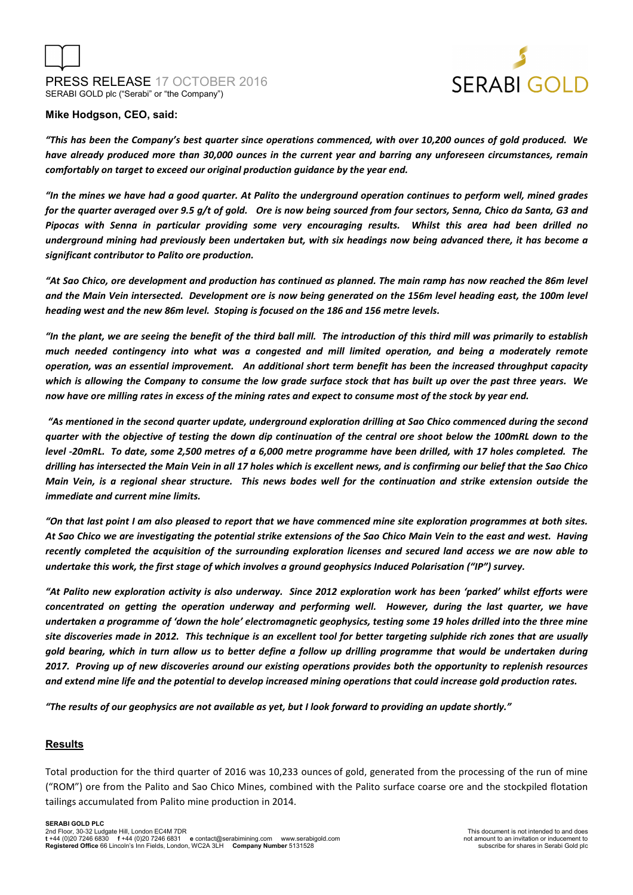**Mike Hodgson, CEO, said:**

***"This has been the Company's best quarter since operations commenced, with over 10,200 ounces of gold produced. We have already produced more than 30,000 ounces in the current year and barring any unforeseen circumstances, remain comfortably on target to exceed our original production guidance by the year end.***

***"In the mines we have had a good quarter. At Palito the underground operation continues to perform well, mined grades for the quarter averaged over 9.5 g/t of gold. Ore is now being sourced from four sectors, Senna, Chico da Santa, G3 and Pipocas with Senna in particular providing some very encouraging results. Whilst this area had been drilled no underground mining had previously been undertaken but, with six headings now being advanced there, it has become a significant contributor to Palito ore production.***

***"At Sao Chico, ore development and production has continued as planned. The main ramp has now reached the 86m level and the Main Vein intersected. Development ore is now being generated on the 156m level heading east, the 100m level heading west and the new 86m level. Stoping is focused on the 186 and 156 metre levels.***

***"In the plant, we are seeing the benefit of the third ball mill. The introduction of this third mill was primarily to establish much needed contingency into what was a congested and mill limited operation, and being a moderately remote operation, was an essential improvement. An additional short term benefit has been the increased throughput capacity which is allowing the Company to consume the low grade surface stock that has built up over the past three years. We now have ore milling rates in excess of the mining rates and expect to consume most of the stock by year end.***

***"As mentioned in the second quarter update, underground exploration drilling at Sao Chico commenced during the second quarter with the objective of testing the down dip continuation of the central ore shoot below the 100mRL down to the level -20mRL. To date, some 2,500 metres of a 6,000 metre programme have been drilled, with 17 holes completed. The drilling has intersected the Main Vein in all 17 holes which is excellent news, and is confirming our belief that the Sao Chico Main Vein, is a regional shear structure. This news bodes well for the continuation and strike extension outside the immediate and current mine limits.***

***"On that last point I am also pleased to report that we have commenced mine site exploration programmes at both sites. At Sao Chico we are investigating the potential strike extensions of the Sao Chico Main Vein to the east and west. Having recently completed the acquisition of the surrounding exploration licenses and secured land access we are now able to undertake this work, the first stage of which involves a ground geophysics Induced Polarisation ("IP") survey.***

***"At Palito new exploration activity is also underway. Since 2012 exploration work has been 'parked' whilst efforts were concentrated on getting the operation underway and performing well. However, during the last quarter, we have undertaken a programme of 'down the hole' electromagnetic geophysics, testing some 19 holes drilled into the three mine site discoveries made in 2012. This technique is an excellent tool for better targeting sulphide rich zones that are usually gold bearing, which in turn allow us to better define a follow up drilling programme that would be undertaken during 2017. Proving up of new discoveries around our existing operations provides both the opportunity to replenish resources and extend mine life and the potential to develop increased mining operations that could increase gold production rates.***

***"The results of our geophysics are not available as yet, but I look forward to providing an update shortly."***

## Results

Total production for the third quarter of 2016 was 10,233 ounces of gold, generated from the processing of the run of mine ("ROM") ore from the Palito and Sao Chico Mines, combined with the Palito surface coarse ore and the stockpiled flotation tailings accumulated from Palito mine production in 2014.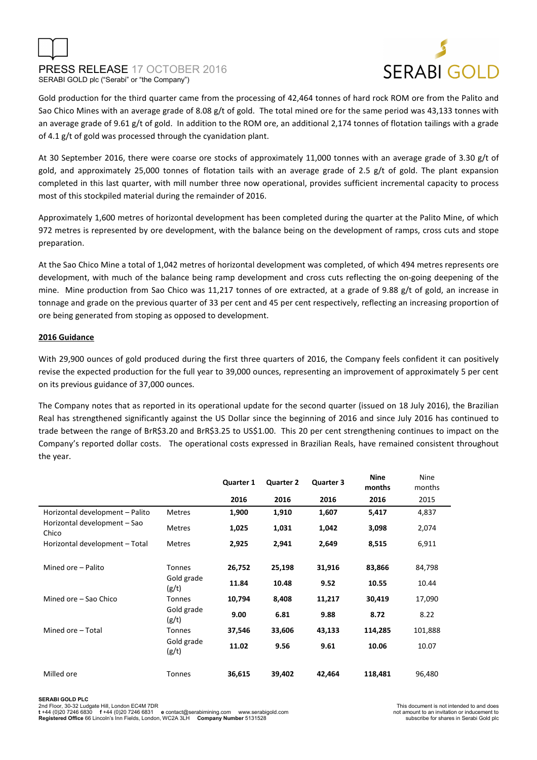Gold production for the third quarter came from the processing of 42,464 tonnes of hard rock ROM ore from the Palito and Sao Chico Mines with an average grade of 8.08 g/t of gold. The total mined ore for the same period was 43,133 tonnes with an average grade of 9.61 g/t of gold. In addition to the ROM ore, an additional 2,174 tonnes of flotation tailings with a grade of 4.1 g/t of gold was processed through the cyanidation plant.

At 30 September 2016, there were coarse ore stocks of approximately 11,000 tonnes with an average grade of 3.30 g/t of gold, and approximately 25,000 tonnes of flotation tails with an average grade of 2.5 g/t of gold. The plant expansion completed in this last quarter, with mill number three now operational, provides sufficient incremental capacity to process most of this stockpiled material during the remainder of 2016.

Approximately 1,600 metres of horizontal development has been completed during the quarter at the Palito Mine, of which 972 metres is represented by ore development, with the balance being on the development of ramps, cross cuts and stope preparation.

At the Sao Chico Mine a total of 1,042 metres of horizontal development was completed, of which 494 metres represents ore development, with much of the balance being ramp development and cross cuts reflecting the on-going deepening of the mine. Mine production from Sao Chico was 11,217 tonnes of ore extracted, at a grade of 9.88 g/t of gold, an increase in tonnage and grade on the previous quarter of 33 per cent and 45 per cent respectively, reflecting an increasing proportion of ore being generated from stoping as opposed to development.

## 2016 Guidance

With 29,900 ounces of gold produced during the first three quarters of 2016, the Company feels confident it can positively revise the expected production for the full year to 39,000 ounces, representing an improvement of approximately 5 per cent on its previous guidance of 37,000 ounces.

The Company notes that as reported in its operational update for the second quarter (issued on 18 July 2016), the Brazilian Real has strengthened significantly against the US Dollar since the beginning of 2016 and since July 2016 has continued to trade between the range of BrR$3.20 and BrR$3.25 to US$1.00. This 20 per cent strengthening continues to impact on the Company's reported dollar costs. The operational costs expressed in Brazilian Reals, have remained consistent throughout the year.

| | | Quarter 1 | Quarter 2 | Quarter 3 | Nine months | Nine months |
|---|---|---|---|---|---|---|
| | | 2016 | 2016 | 2016 | 2016 | 2015 |
| Horizontal development – Palito | Metres | 1,900 | 1,910 | 1,607 | 5,417 | 4,837 |
| Horizontal development – Sao Chico | Metres | 1,025 | 1,031 | 1,042 | 3,098 | 2,074 |
| Horizontal development – Total | Metres | 2,925 | 2,941 | 2,649 | 8,515 | 6,911 |
| Mined ore – Palito | Tonnes | 26,752 | 25,198 | 31,916 | 83,866 | 84,798 |
| | Gold grade (g/t) | 11.84 | 10.48 | 9.52 | 10.55 | 10.44 |
| Mined ore – Sao Chico | Tonnes | 10,794 | 8,408 | 11,217 | 30,419 | 17,090 |
| | Gold grade (g/t) | 9.00 | 6.81 | 9.88 | 8.72 | 8.22 |
| Mined ore – Total | Tonnes | 37,546 | 33,606 | 43,133 | 114,285 | 101,888 |
| | Gold grade (g/t) | 11.02 | 9.56 | 9.61 | 10.06 | 10.07 |
| Milled ore | Tonnes | 36,615 | 39,402 | 42,464 | 118,481 | 96,480 |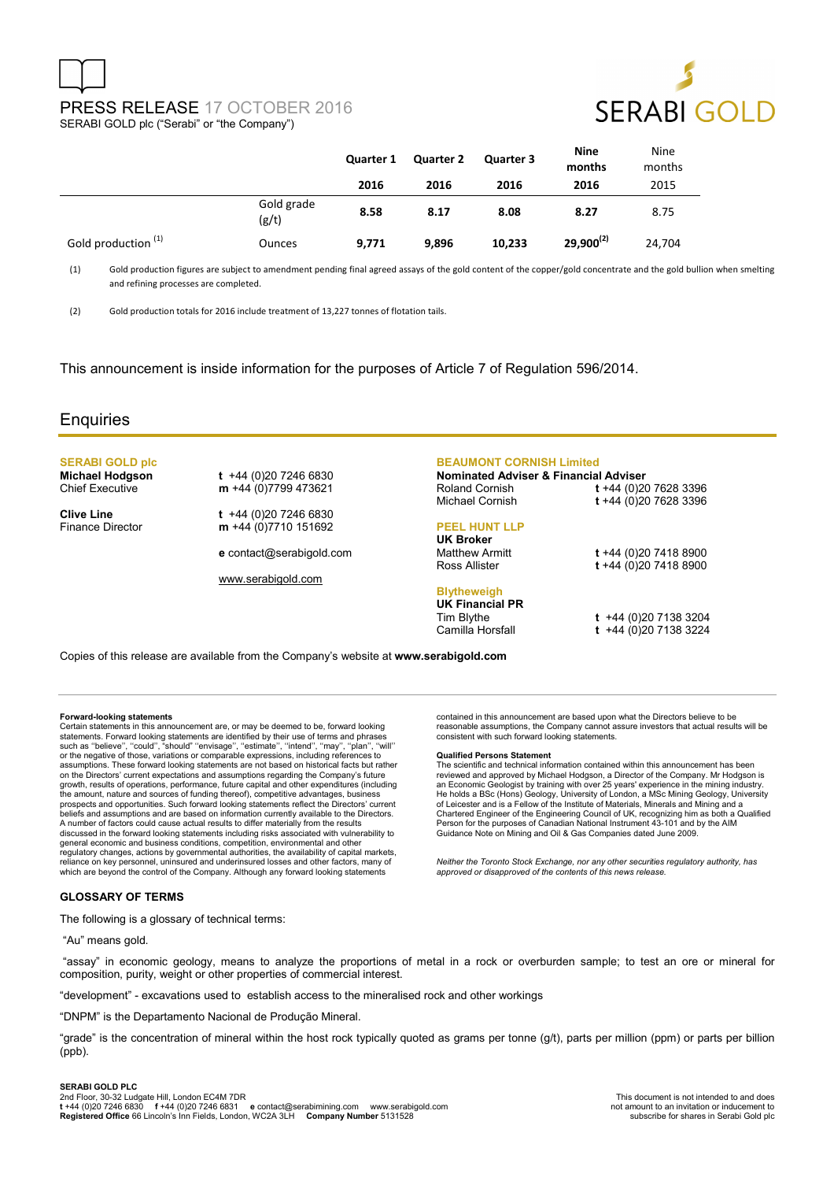# PRESS RELEASE 17 OCTOBER 2016

SERABI GOLD plc ("Serabi" or "the Company")

| | | Quarter 1 2016 | Quarter 2 2016 | Quarter 3 2016 | Nine months 2016 | Nine months 2015 |
|---|---|---|---|---|---|---|
| | Gold grade (g/t) | 8.58 | 8.17 | 8.08 | 8.27 | 8.75 |
| Gold production [(1)] | Ounces | 9,771 | 9,896 | 10,233 | 29,900[(2)] | 24,704 |

(1) Gold production figures are subject to amendment pending final agreed assays of the gold content of the copper/gold concentrate and the gold bullion when smelting and refining processes are completed.

(2) Gold production totals for 2016 include treatment of 13,227 tonnes of flotation tails.

This announcement is inside information for the purposes of Article 7 of Regulation 596/2014.

## Enquiries

**SERABI GOLD plc**

**Michael Hodgson** t +44 (0)20 7246 6830
Chief Executive m +44 (0)7799 473621

**Clive Line** t +44 (0)20 7246 6830
Finance Director m +44 (0)7710 151692

e contact@serabigold.com

www.serabigold.com

**BEAUMONT CORNISH Limited**
**Nominated Adviser & Financial Adviser**
Roland Cornish t +44 (0)20 7628 3396
Michael Cornish t +44 (0)20 7628 3396

**PEEL HUNT LLP**
**UK Broker**
Matthew Armitt t +44 (0)20 7418 8900
Ross Allister t +44 (0)20 7418 8900

**Blytheweigh**
**UK Financial PR**
Tim Blythe t +44 (0)20 7138 3204
Camilla Horsfall t +44 (0)20 7138 3224

Copies of this release are available from the Company's website at **www.serabigold.com**

**Forward-looking statements**
Certain statements in this announcement are, or may be deemed to be, forward looking statements. Forward looking statements are identified by their use of terms and phrases such as ''believe'', ''could'', "should" ''envisage'', ''estimate'', ''intend'', ''may'', ''plan'', ''will'' or the negative of those, variations or comparable expressions, including references to assumptions. These forward looking statements are not based on historical facts but rather on the Directors' current expectations and assumptions regarding the Company's future growth, results of operations, performance, future capital and other expenditures (including the amount, nature and sources of funding thereof), competitive advantages, business prospects and opportunities. Such forward looking statements reflect the Directors' current beliefs and assumptions and are based on information currently available to the Directors. A number of factors could cause actual results to differ materially from the results discussed in the forward looking statements including risks associated with vulnerability to general economic and business conditions, competition, environmental and other regulatory changes, actions by governmental authorities, the availability of capital markets, reliance on key personnel, uninsured and underinsured losses and other factors, many of which are beyond the control of the Company. Although any forward looking statements contained in this announcement are based upon what the Directors believe to be reasonable assumptions, the Company cannot assure investors that actual results will be consistent with such forward looking statements.

**Qualified Persons Statement**
The scientific and technical information contained within this announcement has been reviewed and approved by Michael Hodgson, a Director of the Company. Mr Hodgson is an Economic Geologist by training with over 25 years' experience in the mining industry. He holds a BSc (Hons) Geology, University of London, a MSc Mining Geology, University of Leicester and is a Fellow of the Institute of Materials, Minerals and Mining and a Chartered Engineer of the Engineering Council of UK, recognizing him as both a Qualified Person for the purposes of Canadian National Instrument 43-101 and by the AIM Guidance Note on Mining and Oil & Gas Companies dated June 2009.

*Neither the Toronto Stock Exchange, nor any other securities regulatory authority, has approved or disapproved of the contents of this news release.*

### GLOSSARY OF TERMS

The following is a glossary of technical terms:

"Au" means gold.

"assay" in economic geology, means to analyze the proportions of metal in a rock or overburden sample; to test an ore or mineral for composition, purity, weight or other properties of commercial interest.

"development" - excavations used to establish access to the mineralised rock and other workings

"DNPM" is the Departamento Nacional de Produção Mineral.

"grade" is the concentration of mineral within the host rock typically quoted as grams per tonne (g/t), parts per million (ppm) or parts per billion (ppb).

**SERABI GOLD PLC**
2nd Floor, 30-32 Ludgate Hill, London EC4M 7DR
t +44 (0)20 7246 6830 f +44 (0)20 7246 6831 e contact@serabimining.com www.serabigold.com
**Registered Office** 66 Lincoln's Inn Fields, London, WC2A 3LH **Company Number** 5131528

This document is not intended to and does not amount to an invitation or inducement to subscribe for shares in Serabi Gold plc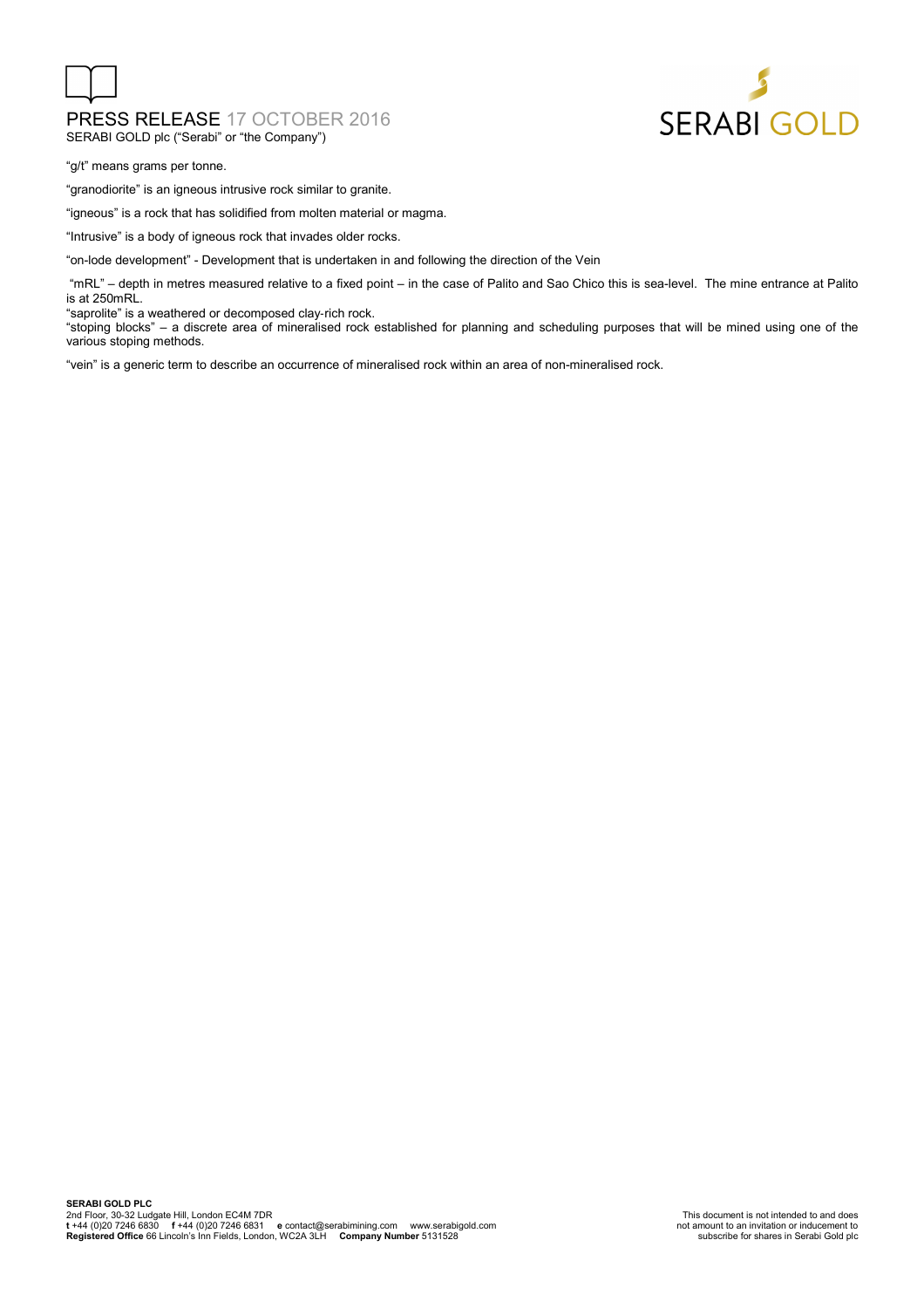"g/t" means grams per tonne.

"granodiorite" is an igneous intrusive rock similar to granite.

"igneous" is a rock that has solidified from molten material or magma.

"Intrusive" is a body of igneous rock that invades older rocks.

"on-lode development" - Development that is undertaken in and following the direction of the Vein

"mRL" – depth in metres measured relative to a fixed point – in the case of Palito and Sao Chico this is sea-level. The mine entrance at Palito is at 250mRL.

"saprolite" is a weathered or decomposed clay-rich rock.

"stoping blocks" – a discrete area of mineralised rock established for planning and scheduling purposes that will be mined using one of the various stoping methods.

"vein" is a generic term to describe an occurrence of mineralised rock within an area of non-mineralised rock.